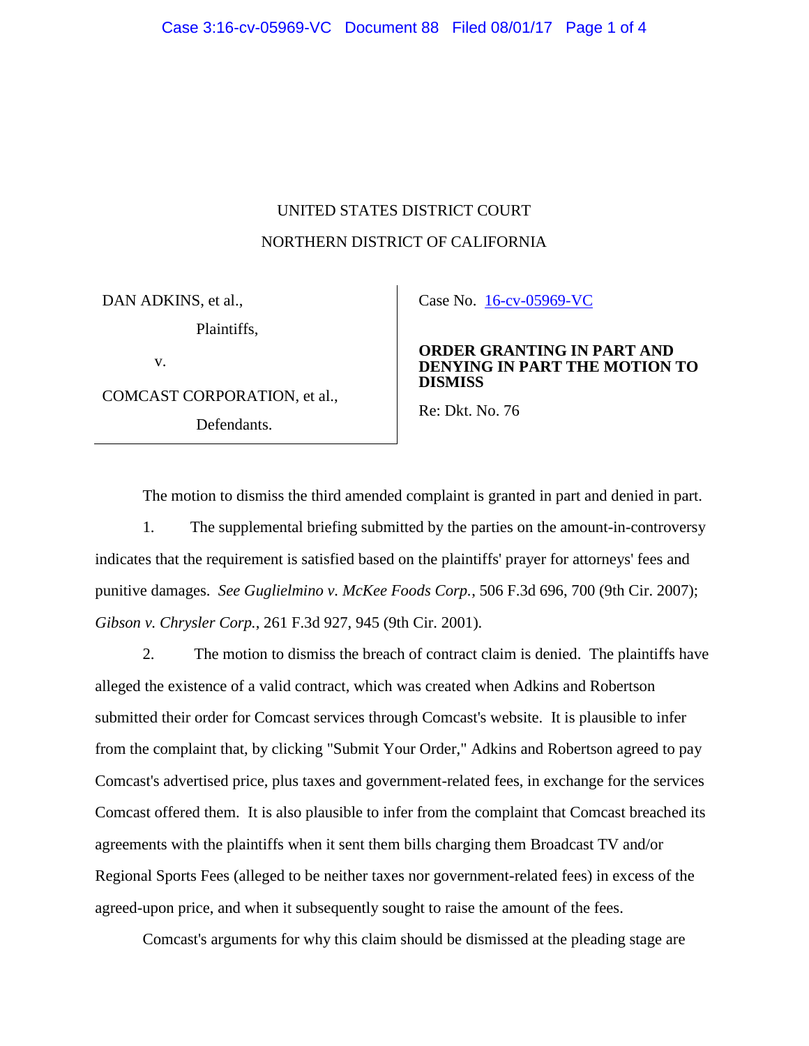UNITED STATES DISTRICT COURT

NORTHERN DISTRICT OF CALIFORNIA

| | |
|---|---|
| DAN ADKINS, et al.,<br>Plaintiffs,<br>v.<br>COMCAST CORPORATION, et al.,<br>Defendants. | Case No. 16-cv-05969-VC<br><br>**ORDER GRANTING IN PART AND DENYING IN PART THE MOTION TO DISMISS**<br><br>Re: Dkt. No. 76 |

The motion to dismiss the third amended complaint is granted in part and denied in part.

1. The supplemental briefing submitted by the parties on the amount-in-controversy indicates that the requirement is satisfied based on the plaintiffs' prayer for attorneys' fees and punitive damages. *See Guglielmino v. McKee Foods Corp.*, 506 F.3d 696, 700 (9th Cir. 2007); *Gibson v. Chrysler Corp.*, 261 F.3d 927, 945 (9th Cir. 2001).

2. The motion to dismiss the breach of contract claim is denied. The plaintiffs have alleged the existence of a valid contract, which was created when Adkins and Robertson submitted their order for Comcast services through Comcast's website. It is plausible to infer from the complaint that, by clicking "Submit Your Order," Adkins and Robertson agreed to pay Comcast's advertised price, plus taxes and government-related fees, in exchange for the services Comcast offered them. It is also plausible to infer from the complaint that Comcast breached its agreements with the plaintiffs when it sent them bills charging them Broadcast TV and/or Regional Sports Fees (alleged to be neither taxes nor government-related fees) in excess of the agreed-upon price, and when it subsequently sought to raise the amount of the fees.

Comcast's arguments for why this claim should be dismissed at the pleading stage are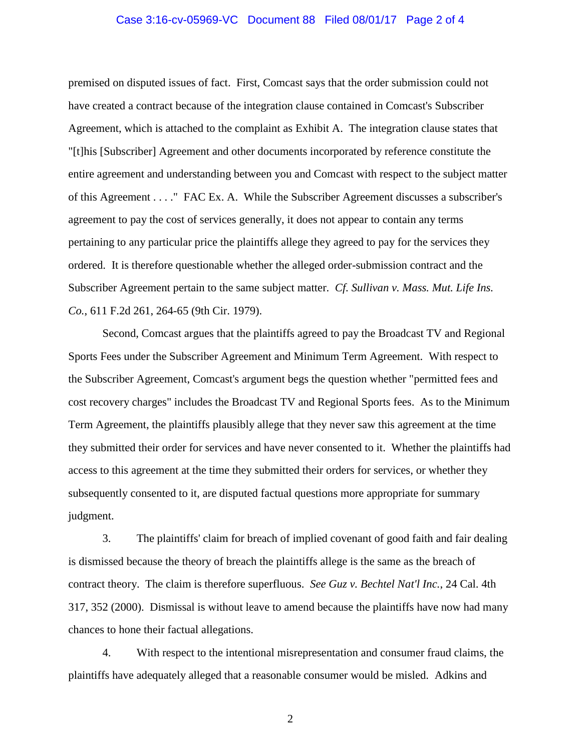premised on disputed issues of fact. First, Comcast says that the order submission could not have created a contract because of the integration clause contained in Comcast's Subscriber Agreement, which is attached to the complaint as Exhibit A. The integration clause states that "[t]his [Subscriber] Agreement and other documents incorporated by reference constitute the entire agreement and understanding between you and Comcast with respect to the subject matter of this Agreement . . . ." FAC Ex. A. While the Subscriber Agreement discusses a subscriber's agreement to pay the cost of services generally, it does not appear to contain any terms pertaining to any particular price the plaintiffs allege they agreed to pay for the services they ordered. It is therefore questionable whether the alleged order-submission contract and the Subscriber Agreement pertain to the same subject matter. *Cf. Sullivan v. Mass. Mut. Life Ins. Co.*, 611 F.2d 261, 264-65 (9th Cir. 1979).

Second, Comcast argues that the plaintiffs agreed to pay the Broadcast TV and Regional Sports Fees under the Subscriber Agreement and Minimum Term Agreement. With respect to the Subscriber Agreement, Comcast's argument begs the question whether "permitted fees and cost recovery charges" includes the Broadcast TV and Regional Sports fees. As to the Minimum Term Agreement, the plaintiffs plausibly allege that they never saw this agreement at the time they submitted their order for services and have never consented to it. Whether the plaintiffs had access to this agreement at the time they submitted their orders for services, or whether they subsequently consented to it, are disputed factual questions more appropriate for summary judgment.

3. The plaintiffs' claim for breach of implied covenant of good faith and fair dealing is dismissed because the theory of breach the plaintiffs allege is the same as the breach of contract theory. The claim is therefore superfluous. *See Guz v. Bechtel Nat'l Inc.*, 24 Cal. 4th 317, 352 (2000). Dismissal is without leave to amend because the plaintiffs have now had many chances to hone their factual allegations.

4. With respect to the intentional misrepresentation and consumer fraud claims, the plaintiffs have adequately alleged that a reasonable consumer would be misled. Adkins and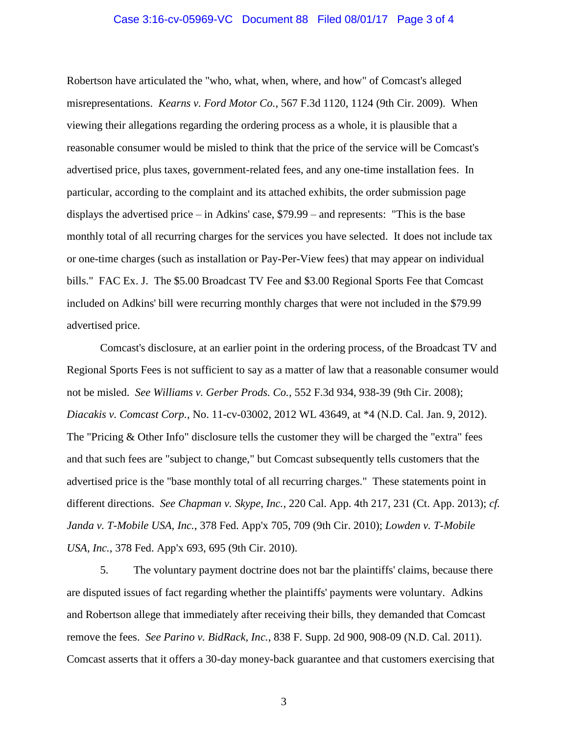Robertson have articulated the "who, what, when, where, and how" of Comcast's alleged misrepresentations. *Kearns v. Ford Motor Co.*, 567 F.3d 1120, 1124 (9th Cir. 2009). When viewing their allegations regarding the ordering process as a whole, it is plausible that a reasonable consumer would be misled to think that the price of the service will be Comcast's advertised price, plus taxes, government-related fees, and any one-time installation fees. In particular, according to the complaint and its attached exhibits, the order submission page displays the advertised price – in Adkins' case, $79.99 – and represents: "This is the base monthly total of all recurring charges for the services you have selected. It does not include tax or one-time charges (such as installation or Pay-Per-View fees) that may appear on individual bills." FAC Ex. J. The $5.00 Broadcast TV Fee and $3.00 Regional Sports Fee that Comcast included on Adkins' bill were recurring monthly charges that were not included in the $79.99 advertised price.

Comcast's disclosure, at an earlier point in the ordering process, of the Broadcast TV and Regional Sports Fees is not sufficient to say as a matter of law that a reasonable consumer would not be misled. *See Williams v. Gerber Prods. Co.*, 552 F.3d 934, 938-39 (9th Cir. 2008); *Diacakis v. Comcast Corp.*, No. 11-cv-03002, 2012 WL 43649, at *4 (N.D. Cal. Jan. 9, 2012). The "Pricing & Other Info" disclosure tells the customer they will be charged the "extra" fees and that such fees are "subject to change," but Comcast subsequently tells customers that the advertised price is the "base monthly total of all recurring charges." These statements point in different directions. *See Chapman v. Skype, Inc.*, 220 Cal. App. 4th 217, 231 (Ct. App. 2013); *cf. Janda v. T-Mobile USA, Inc.*, 378 Fed. App'x 705, 709 (9th Cir. 2010); *Lowden v. T-Mobile USA, Inc.*, 378 Fed. App'x 693, 695 (9th Cir. 2010).

5. The voluntary payment doctrine does not bar the plaintiffs' claims, because there are disputed issues of fact regarding whether the plaintiffs' payments were voluntary. Adkins and Robertson allege that immediately after receiving their bills, they demanded that Comcast remove the fees. *See Parino v. BidRack, Inc.*, 838 F. Supp. 2d 900, 908-09 (N.D. Cal. 2011). Comcast asserts that it offers a 30-day money-back guarantee and that customers exercising that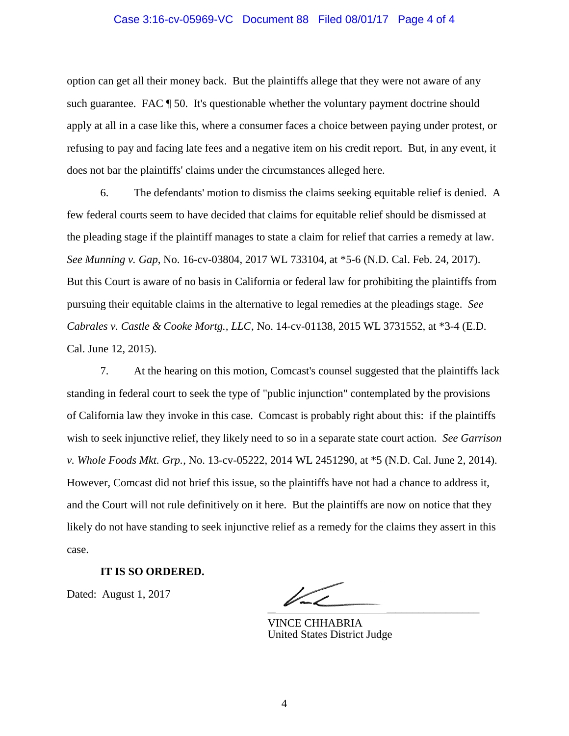option can get all their money back. But the plaintiffs allege that they were not aware of any such guarantee. FAC ¶ 50. It's questionable whether the voluntary payment doctrine should apply at all in a case like this, where a consumer faces a choice between paying under protest, or refusing to pay and facing late fees and a negative item on his credit report. But, in any event, it does not bar the plaintiffs' claims under the circumstances alleged here.

6. The defendants' motion to dismiss the claims seeking equitable relief is denied. A few federal courts seem to have decided that claims for equitable relief should be dismissed at the pleading stage if the plaintiff manages to state a claim for relief that carries a remedy at law. *See Munning v. Gap*, No. 16-cv-03804, 2017 WL 733104, at *5-6 (N.D. Cal. Feb. 24, 2017). But this Court is aware of no basis in California or federal law for prohibiting the plaintiffs from pursuing their equitable claims in the alternative to legal remedies at the pleadings stage. *See Cabrales v. Castle & Cooke Mortg., LLC*, No. 14-cv-01138, 2015 WL 3731552, at *3-4 (E.D. Cal. June 12, 2015).

7. At the hearing on this motion, Comcast's counsel suggested that the plaintiffs lack standing in federal court to seek the type of "public injunction" contemplated by the provisions of California law they invoke in this case. Comcast is probably right about this: if the plaintiffs wish to seek injunctive relief, they likely need to so in a separate state court action. *See Garrison v. Whole Foods Mkt. Grp.*, No. 13-cv-05222, 2014 WL 2451290, at *5 (N.D. Cal. June 2, 2014). However, Comcast did not brief this issue, so the plaintiffs have not had a chance to address it, and the Court will not rule definitively on it here. But the plaintiffs are now on notice that they likely do not have standing to seek injunctive relief as a remedy for the claims they assert in this case.

**IT IS SO ORDERED.**

Dated: August 1, 2017

VINCE CHHABRIA
United States District Judge